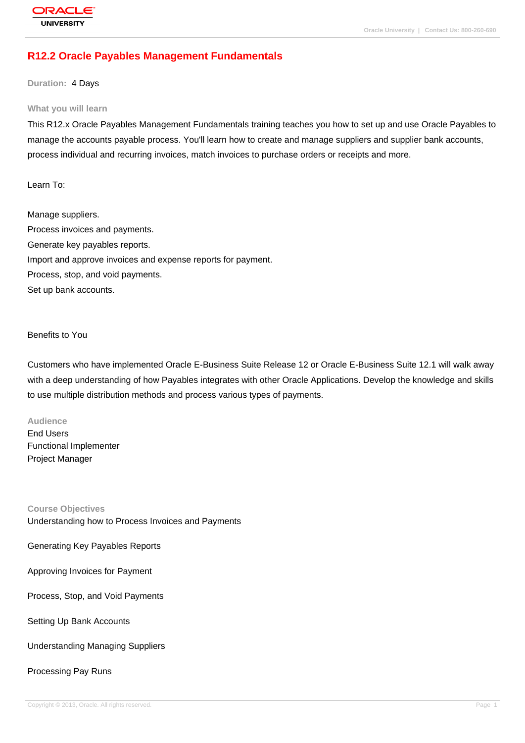# R12.2 Oracle Payables Management Fundamentals

**Duration:** 4 Days

## What you will learn

This R12.x Oracle Payables Management Fundamentals training teaches you how to set up and use Oracle Payables to manage the accounts payable process. You'll learn how to create and manage suppliers and supplier bank accounts, process individual and recurring invoices, match invoices to purchase orders or receipts and more.

Learn To:

Manage suppliers.
Process invoices and payments.
Generate key payables reports.
Import and approve invoices and expense reports for payment.
Process, stop, and void payments.
Set up bank accounts.

Benefits to You

Customers who have implemented Oracle E-Business Suite Release 12 or Oracle E-Business Suite 12.1 will walk away with a deep understanding of how Payables integrates with other Oracle Applications. Develop the knowledge and skills to use multiple distribution methods and process various types of payments.

## Audience

End Users
Functional Implementer
Project Manager

## Course Objectives

Understanding how to Process Invoices and Payments

Generating Key Payables Reports

Approving Invoices for Payment

Process, Stop, and Void Payments

Setting Up Bank Accounts

Understanding Managing Suppliers

Processing Pay Runs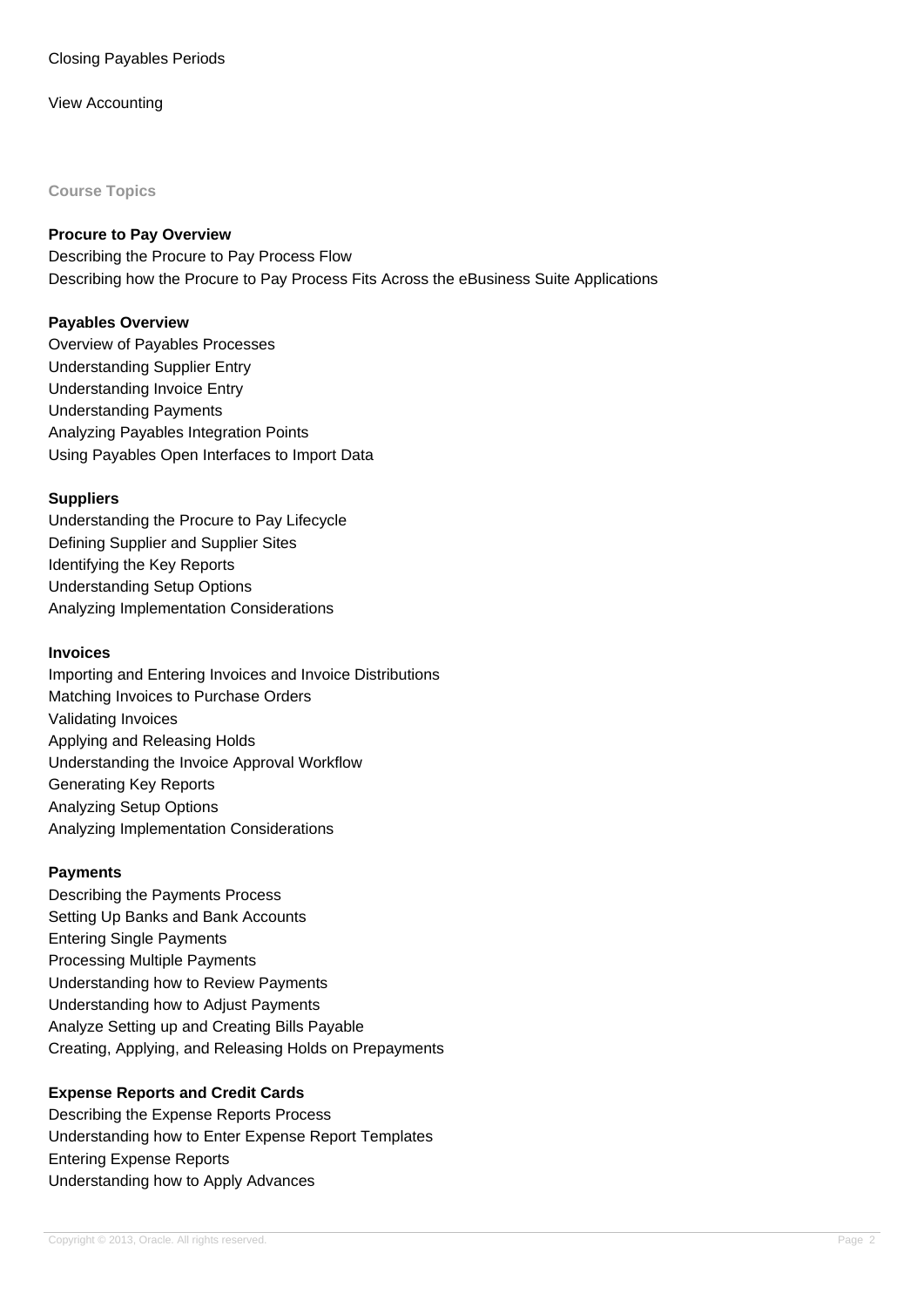Closing Payables Periods

View Accounting

### Course Topics

**Procure to Pay Overview**

Describing the Procure to Pay Process Flow
Describing how the Procure to Pay Process Fits Across the eBusiness Suite Applications

**Payables Overview**

Overview of Payables Processes
Understanding Supplier Entry
Understanding Invoice Entry
Understanding Payments
Analyzing Payables Integration Points
Using Payables Open Interfaces to Import Data

**Suppliers**

Understanding the Procure to Pay Lifecycle
Defining Supplier and Supplier Sites
Identifying the Key Reports
Understanding Setup Options
Analyzing Implementation Considerations

**Invoices**

Importing and Entering Invoices and Invoice Distributions
Matching Invoices to Purchase Orders
Validating Invoices
Applying and Releasing Holds
Understanding the Invoice Approval Workflow
Generating Key Reports
Analyzing Setup Options
Analyzing Implementation Considerations

**Payments**

Describing the Payments Process
Setting Up Banks and Bank Accounts
Entering Single Payments
Processing Multiple Payments
Understanding how to Review Payments
Understanding how to Adjust Payments
Analyze Setting up and Creating Bills Payable
Creating, Applying, and Releasing Holds on Prepayments

**Expense Reports and Credit Cards**

Describing the Expense Reports Process
Understanding how to Enter Expense Report Templates
Entering Expense Reports
Understanding how to Apply Advances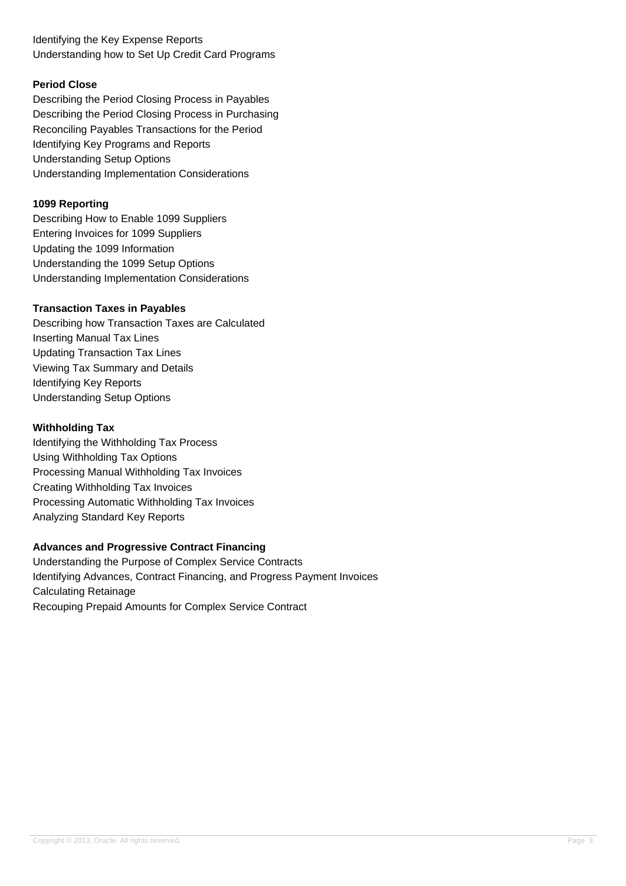Identifying the Key Expense Reports
Understanding how to Set Up Credit Card Programs

**Period Close**

Describing the Period Closing Process in Payables
Describing the Period Closing Process in Purchasing
Reconciling Payables Transactions for the Period
Identifying Key Programs and Reports
Understanding Setup Options
Understanding Implementation Considerations

**1099 Reporting**

Describing How to Enable 1099 Suppliers
Entering Invoices for 1099 Suppliers
Updating the 1099 Information
Understanding the 1099 Setup Options
Understanding Implementation Considerations

**Transaction Taxes in Payables**

Describing how Transaction Taxes are Calculated
Inserting Manual Tax Lines
Updating Transaction Tax Lines
Viewing Tax Summary and Details
Identifying Key Reports
Understanding Setup Options

**Withholding Tax**

Identifying the Withholding Tax Process
Using Withholding Tax Options
Processing Manual Withholding Tax Invoices
Creating Withholding Tax Invoices
Processing Automatic Withholding Tax Invoices
Analyzing Standard Key Reports

**Advances and Progressive Contract Financing**

Understanding the Purpose of Complex Service Contracts
Identifying Advances, Contract Financing, and Progress Payment Invoices
Calculating Retainage
Recouping Prepaid Amounts for Complex Service Contract